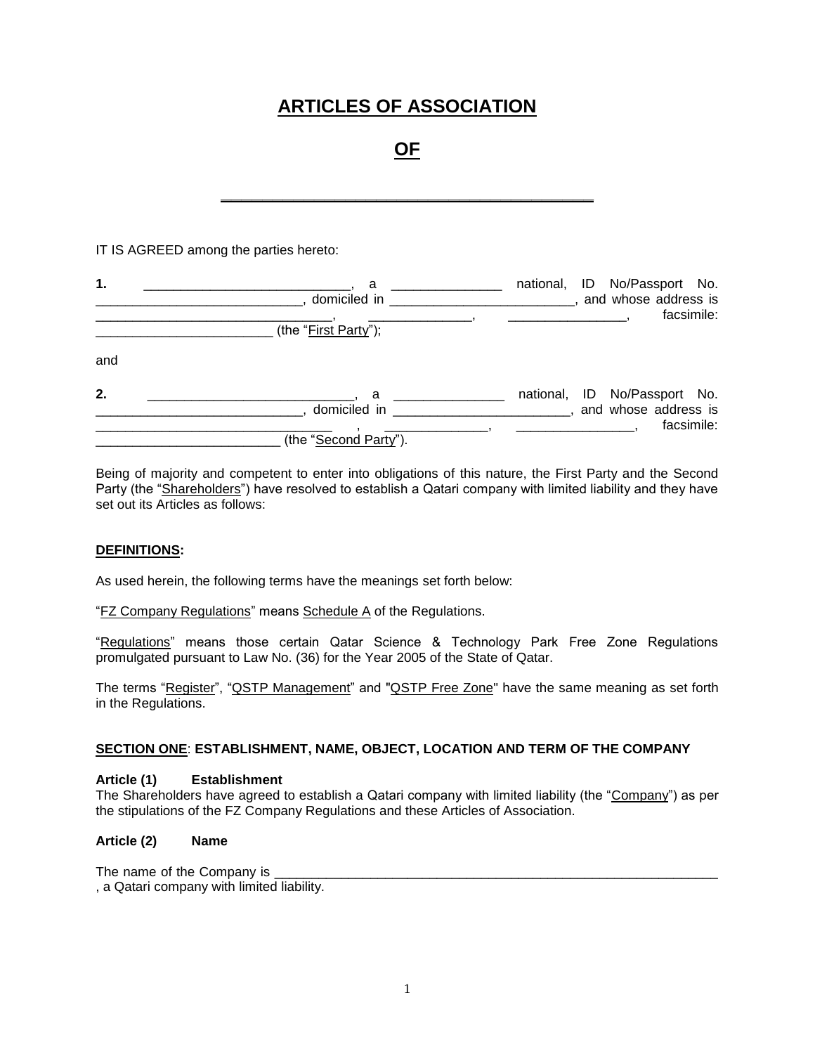# ARTICLES OF ASSOCIATION

# OF

# ____________________________________________

IT IS AGREED among the parties hereto:

**1.** ____________________________, a _______________ national, ID No/Passport No. ____________________________, domiciled in _________________________, and whose address is ________________________________, ______________, ________________, facsimile: _________________________ (the "First Party");

and

**2.** ____________________________, a _______________ national, ID No/Passport No. ___________________________, domiciled in ________________________, and whose address is ________________________________ , ______________, ________________, facsimile: _________________________ (the "Second Party").

Being of majority and competent to enter into obligations of this nature, the First Party and the Second Party (the "Shareholders") have resolved to establish a Qatari company with limited liability and they have set out its Articles as follows:

**DEFINITIONS:**

As used herein, the following terms have the meanings set forth below:

"FZ Company Regulations" means Schedule A of the Regulations.

"Regulations" means those certain Qatar Science & Technology Park Free Zone Regulations promulgated pursuant to Law No. (36) for the Year 2005 of the State of Qatar.

The terms "Register", "QSTP Management" and "QSTP Free Zone" have the same meaning as set forth in the Regulations.

## SECTION ONE: ESTABLISHMENT, NAME, OBJECT, LOCATION AND TERM OF THE COMPANY

### Article (1) Establishment

The Shareholders have agreed to establish a Qatari company with limited liability (the "Company") as per the stipulations of the FZ Company Regulations and these Articles of Association.

### Article (2) Name

The name of the Company is _________________________________________________________________ , a Qatari company with limited liability.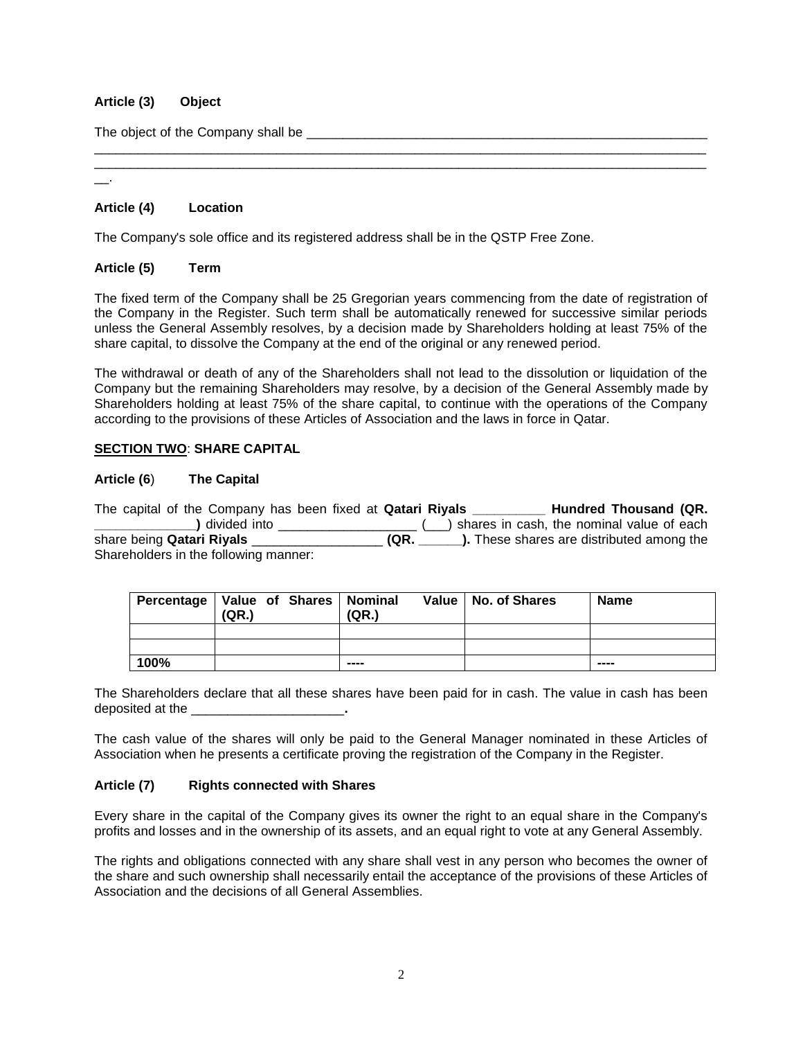**Article (3) Object**

The object of the Company shall be ___________________________________________________________
_____________________________________________________________________________________
_____________________________________________________________________________________
__.

**Article (4) Location**

The Company's sole office and its registered address shall be in the QSTP Free Zone.

**Article (5) Term**

The fixed term of the Company shall be 25 Gregorian years commencing from the date of registration of the Company in the Register. Such term shall be automatically renewed for successive similar periods unless the General Assembly resolves, by a decision made by Shareholders holding at least 75% of the share capital, to dissolve the Company at the end of the original or any renewed period.

The withdrawal or death of any of the Shareholders shall not lead to the dissolution or liquidation of the Company but the remaining Shareholders may resolve, by a decision of the General Assembly made by Shareholders holding at least 75% of the share capital, to continue with the operations of the Company according to the provisions of these Articles of Association and the laws in force in Qatar.

**<u>SECTION TWO</u>: SHARE CAPITAL**

**Article (6) The Capital**

The capital of the Company has been fixed at **Qatari Riyals __________ Hundred Thousand (QR. ______________)** divided into ___________________ (___) shares in cash, the nominal value of each share being **Qatari Riyals** __________________ **(QR. ______).** These shares are distributed among the Shareholders in the following manner:

| Percentage | Value of Shares (QR.) | Nominal Value (QR.) | No. of Shares | Name |
|---|---|---|---|---|
| | | | | |
| | | | | |
| **100%** | | ---- | | ---- |

The Shareholders declare that all these shares have been paid for in cash. The value in cash has been deposited at the _____________________**.**

The cash value of the shares will only be paid to the General Manager nominated in these Articles of Association when he presents a certificate proving the registration of the Company in the Register.

**Article (7) Rights connected with Shares**

Every share in the capital of the Company gives its owner the right to an equal share in the Company's profits and losses and in the ownership of its assets, and an equal right to vote at any General Assembly.

The rights and obligations connected with any share shall vest in any person who becomes the owner of the share and such ownership shall necessarily entail the acceptance of the provisions of these Articles of Association and the decisions of all General Assemblies.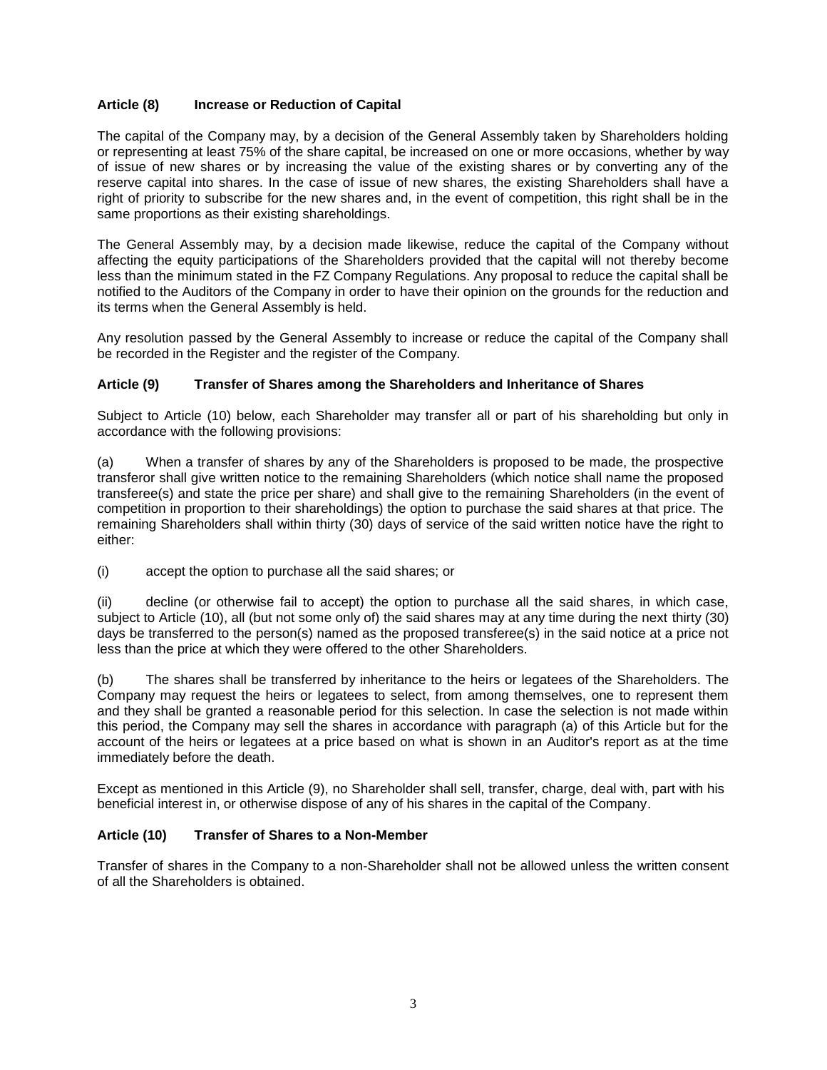### Article (8) Increase or Reduction of Capital

The capital of the Company may, by a decision of the General Assembly taken by Shareholders holding or representing at least 75% of the share capital, be increased on one or more occasions, whether by way of issue of new shares or by increasing the value of the existing shares or by converting any of the reserve capital into shares. In the case of issue of new shares, the existing Shareholders shall have a right of priority to subscribe for the new shares and, in the event of competition, this right shall be in the same proportions as their existing shareholdings.

The General Assembly may, by a decision made likewise, reduce the capital of the Company without affecting the equity participations of the Shareholders provided that the capital will not thereby become less than the minimum stated in the FZ Company Regulations. Any proposal to reduce the capital shall be notified to the Auditors of the Company in order to have their opinion on the grounds for the reduction and its terms when the General Assembly is held.

Any resolution passed by the General Assembly to increase or reduce the capital of the Company shall be recorded in the Register and the register of the Company.

### Article (9) Transfer of Shares among the Shareholders and Inheritance of Shares

Subject to Article (10) below, each Shareholder may transfer all or part of his shareholding but only in accordance with the following provisions:

(a) When a transfer of shares by any of the Shareholders is proposed to be made, the prospective transferor shall give written notice to the remaining Shareholders (which notice shall name the proposed transferee(s) and state the price per share) and shall give to the remaining Shareholders (in the event of competition in proportion to their shareholdings) the option to purchase the said shares at that price. The remaining Shareholders shall within thirty (30) days of service of the said written notice have the right to either:

(i) accept the option to purchase all the said shares; or

(ii) decline (or otherwise fail to accept) the option to purchase all the said shares, in which case, subject to Article (10), all (but not some only of) the said shares may at any time during the next thirty (30) days be transferred to the person(s) named as the proposed transferee(s) in the said notice at a price not less than the price at which they were offered to the other Shareholders.

(b) The shares shall be transferred by inheritance to the heirs or legatees of the Shareholders. The Company may request the heirs or legatees to select, from among themselves, one to represent them and they shall be granted a reasonable period for this selection. In case the selection is not made within this period, the Company may sell the shares in accordance with paragraph (a) of this Article but for the account of the heirs or legatees at a price based on what is shown in an Auditor's report as at the time immediately before the death.

Except as mentioned in this Article (9), no Shareholder shall sell, transfer, charge, deal with, part with his beneficial interest in, or otherwise dispose of any of his shares in the capital of the Company.

### Article (10) Transfer of Shares to a Non-Member

Transfer of shares in the Company to a non-Shareholder shall not be allowed unless the written consent of all the Shareholders is obtained.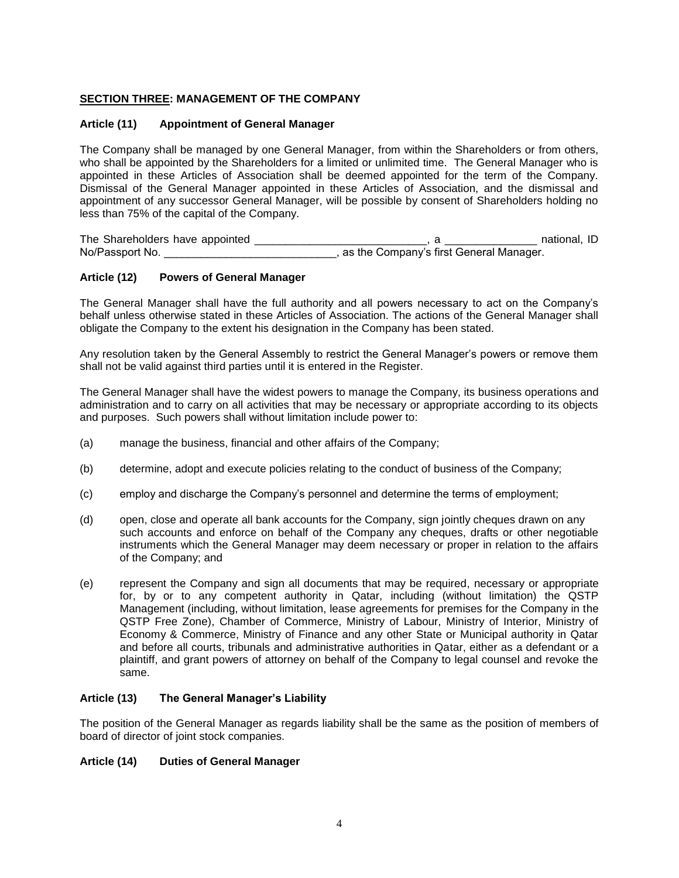## **<u>SECTION THREE</u>: MANAGEMENT OF THE COMPANY**

### **Article (11) Appointment of General Manager**

The Company shall be managed by one General Manager, from within the Shareholders or from others, who shall be appointed by the Shareholders for a limited or unlimited time. The General Manager who is appointed in these Articles of Association shall be deemed appointed for the term of the Company. Dismissal of the General Manager appointed in these Articles of Association, and the dismissal and appointment of any successor General Manager, will be possible by consent of Shareholders holding no less than 75% of the capital of the Company.

The Shareholders have appointed ___________________________, a ______________ national, ID No/Passport No. ____________________________, as the Company's first General Manager.

### **Article (12) Powers of General Manager**

The General Manager shall have the full authority and all powers necessary to act on the Company's behalf unless otherwise stated in these Articles of Association. The actions of the General Manager shall obligate the Company to the extent his designation in the Company has been stated.

Any resolution taken by the General Assembly to restrict the General Manager's powers or remove them shall not be valid against third parties until it is entered in the Register.

The General Manager shall have the widest powers to manage the Company, its business operations and administration and to carry on all activities that may be necessary or appropriate according to its objects and purposes. Such powers shall without limitation include power to:

(a) manage the business, financial and other affairs of the Company;

(b) determine, adopt and execute policies relating to the conduct of business of the Company;

(c) employ and discharge the Company's personnel and determine the terms of employment;

(d) open, close and operate all bank accounts for the Company, sign jointly cheques drawn on any such accounts and enforce on behalf of the Company any cheques, drafts or other negotiable instruments which the General Manager may deem necessary or proper in relation to the affairs of the Company; and

(e) represent the Company and sign all documents that may be required, necessary or appropriate for, by or to any competent authority in Qatar, including (without limitation) the QSTP Management (including, without limitation, lease agreements for premises for the Company in the QSTP Free Zone), Chamber of Commerce, Ministry of Labour, Ministry of Interior, Ministry of Economy & Commerce, Ministry of Finance and any other State or Municipal authority in Qatar and before all courts, tribunals and administrative authorities in Qatar, either as a defendant or a plaintiff, and grant powers of attorney on behalf of the Company to legal counsel and revoke the same.

### **Article (13) The General Manager's Liability**

The position of the General Manager as regards liability shall be the same as the position of members of board of director of joint stock companies.

### **Article (14) Duties of General Manager**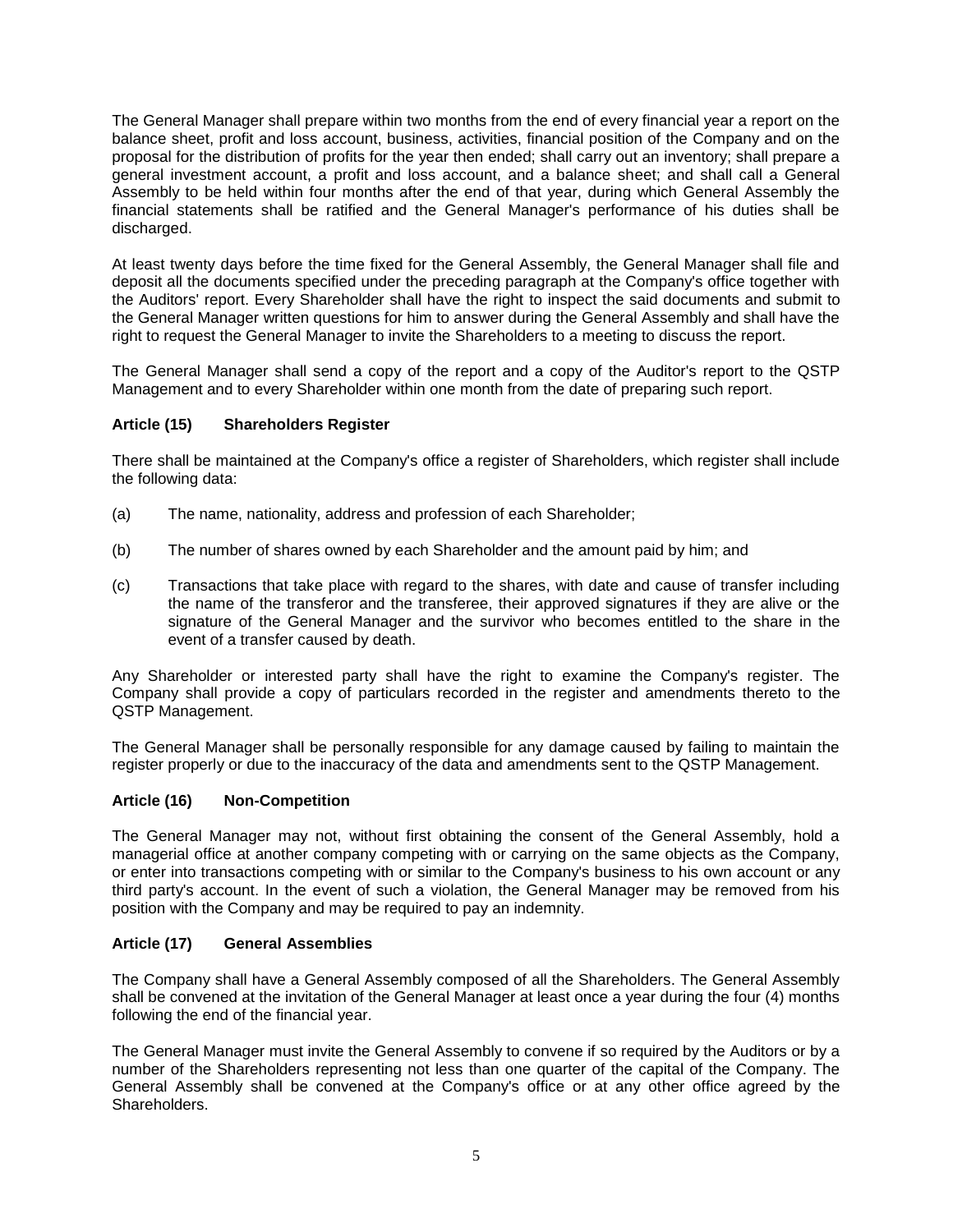The General Manager shall prepare within two months from the end of every financial year a report on the balance sheet, profit and loss account, business, activities, financial position of the Company and on the proposal for the distribution of profits for the year then ended; shall carry out an inventory; shall prepare a general investment account, a profit and loss account, and a balance sheet; and shall call a General Assembly to be held within four months after the end of that year, during which General Assembly the financial statements shall be ratified and the General Manager's performance of his duties shall be discharged.

At least twenty days before the time fixed for the General Assembly, the General Manager shall file and deposit all the documents specified under the preceding paragraph at the Company's office together with the Auditors' report. Every Shareholder shall have the right to inspect the said documents and submit to the General Manager written questions for him to answer during the General Assembly and shall have the right to request the General Manager to invite the Shareholders to a meeting to discuss the report.

The General Manager shall send a copy of the report and a copy of the Auditor's report to the QSTP Management and to every Shareholder within one month from the date of preparing such report.

**Article (15) Shareholders Register**

There shall be maintained at the Company's office a register of Shareholders, which register shall include the following data:

(a) The name, nationality, address and profession of each Shareholder;

(b) The number of shares owned by each Shareholder and the amount paid by him; and

(c) Transactions that take place with regard to the shares, with date and cause of transfer including the name of the transferor and the transferee, their approved signatures if they are alive or the signature of the General Manager and the survivor who becomes entitled to the share in the event of a transfer caused by death.

Any Shareholder or interested party shall have the right to examine the Company's register. The Company shall provide a copy of particulars recorded in the register and amendments thereto to the QSTP Management.

The General Manager shall be personally responsible for any damage caused by failing to maintain the register properly or due to the inaccuracy of the data and amendments sent to the QSTP Management.

**Article (16) Non-Competition**

The General Manager may not, without first obtaining the consent of the General Assembly, hold a managerial office at another company competing with or carrying on the same objects as the Company, or enter into transactions competing with or similar to the Company's business to his own account or any third party's account. In the event of such a violation, the General Manager may be removed from his position with the Company and may be required to pay an indemnity.

**Article (17) General Assemblies**

The Company shall have a General Assembly composed of all the Shareholders. The General Assembly shall be convened at the invitation of the General Manager at least once a year during the four (4) months following the end of the financial year.

The General Manager must invite the General Assembly to convene if so required by the Auditors or by a number of the Shareholders representing not less than one quarter of the capital of the Company. The General Assembly shall be convened at the Company's office or at any other office agreed by the Shareholders.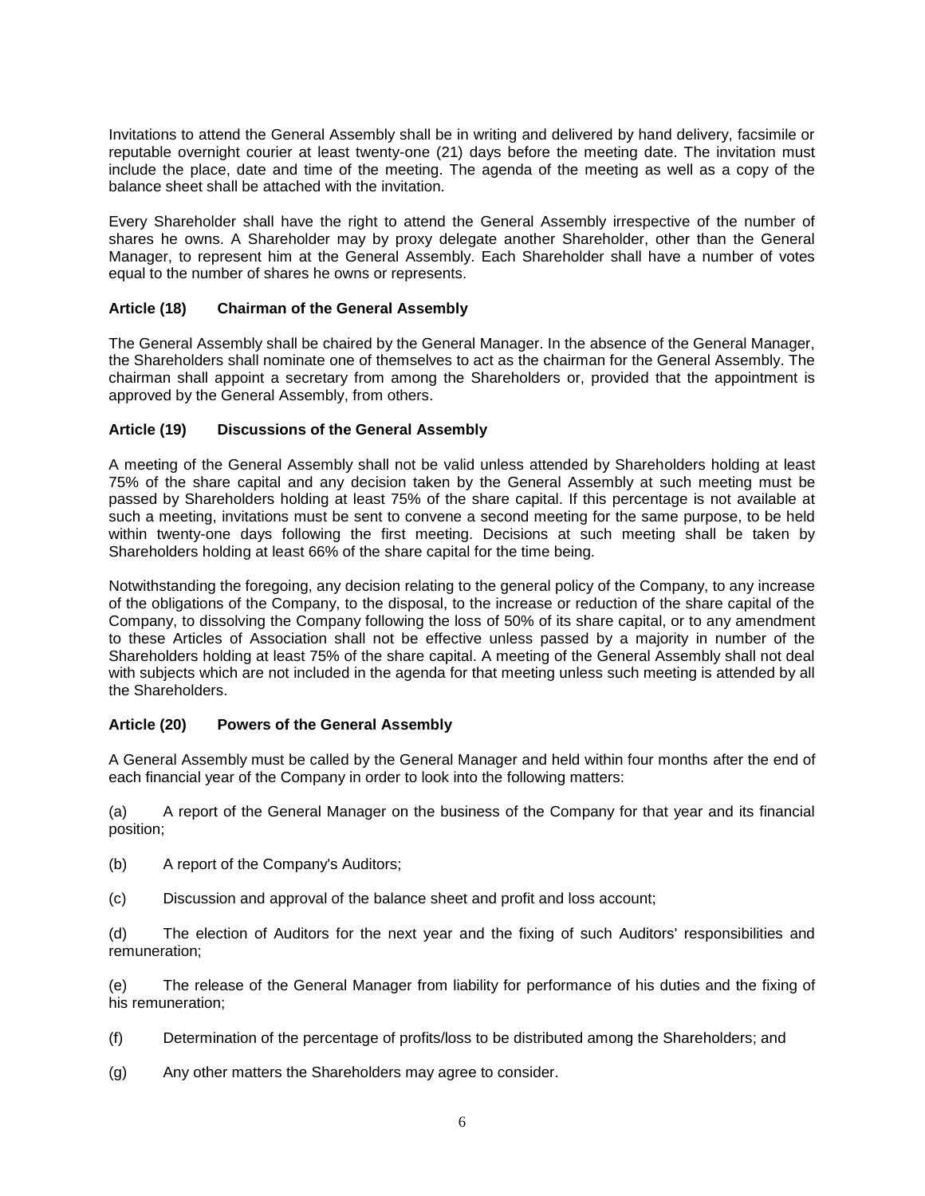Invitations to attend the General Assembly shall be in writing and delivered by hand delivery, facsimile or reputable overnight courier at least twenty-one (21) days before the meeting date. The invitation must include the place, date and time of the meeting. The agenda of the meeting as well as a copy of the balance sheet shall be attached with the invitation.

Every Shareholder shall have the right to attend the General Assembly irrespective of the number of shares he owns. A Shareholder may by proxy delegate another Shareholder, other than the General Manager, to represent him at the General Assembly. Each Shareholder shall have a number of votes equal to the number of shares he owns or represents.

**Article (18) Chairman of the General Assembly**

The General Assembly shall be chaired by the General Manager. In the absence of the General Manager, the Shareholders shall nominate one of themselves to act as the chairman for the General Assembly. The chairman shall appoint a secretary from among the Shareholders or, provided that the appointment is approved by the General Assembly, from others.

**Article (19) Discussions of the General Assembly**

A meeting of the General Assembly shall not be valid unless attended by Shareholders holding at least 75% of the share capital and any decision taken by the General Assembly at such meeting must be passed by Shareholders holding at least 75% of the share capital. If this percentage is not available at such a meeting, invitations must be sent to convene a second meeting for the same purpose, to be held within twenty-one days following the first meeting. Decisions at such meeting shall be taken by Shareholders holding at least 66% of the share capital for the time being.

Notwithstanding the foregoing, any decision relating to the general policy of the Company, to any increase of the obligations of the Company, to the disposal, to the increase or reduction of the share capital of the Company, to dissolving the Company following the loss of 50% of its share capital, or to any amendment to these Articles of Association shall not be effective unless passed by a majority in number of the Shareholders holding at least 75% of the share capital. A meeting of the General Assembly shall not deal with subjects which are not included in the agenda for that meeting unless such meeting is attended by all the Shareholders.

**Article (20) Powers of the General Assembly**

A General Assembly must be called by the General Manager and held within four months after the end of each financial year of the Company in order to look into the following matters:

(a) A report of the General Manager on the business of the Company for that year and its financial position;

(b) A report of the Company's Auditors;

(c) Discussion and approval of the balance sheet and profit and loss account;

(d) The election of Auditors for the next year and the fixing of such Auditors' responsibilities and remuneration;

(e) The release of the General Manager from liability for performance of his duties and the fixing of his remuneration;

(f) Determination of the percentage of profits/loss to be distributed among the Shareholders; and

(g) Any other matters the Shareholders may agree to consider.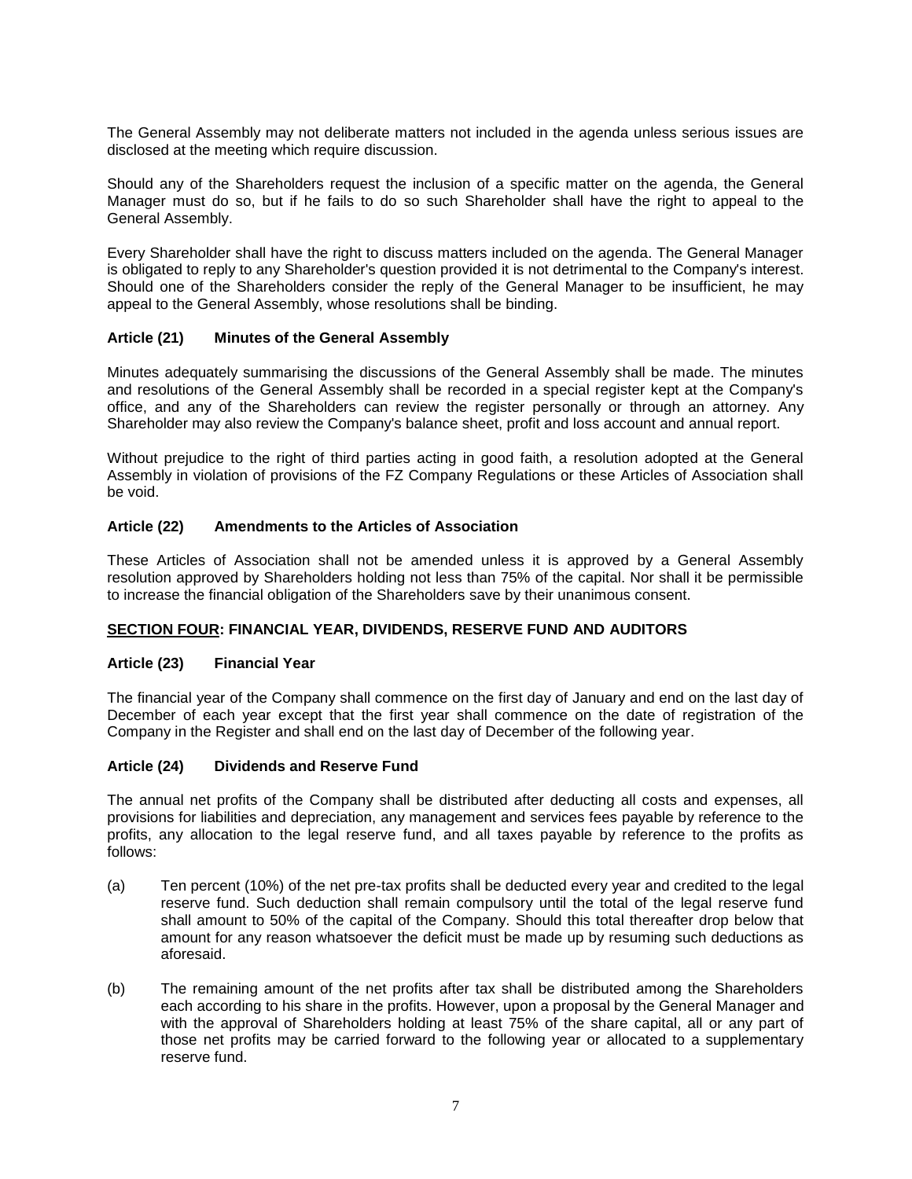The General Assembly may not deliberate matters not included in the agenda unless serious issues are disclosed at the meeting which require discussion.

Should any of the Shareholders request the inclusion of a specific matter on the agenda, the General Manager must do so, but if he fails to do so such Shareholder shall have the right to appeal to the General Assembly.

Every Shareholder shall have the right to discuss matters included on the agenda. The General Manager is obligated to reply to any Shareholder's question provided it is not detrimental to the Company's interest. Should one of the Shareholders consider the reply of the General Manager to be insufficient, he may appeal to the General Assembly, whose resolutions shall be binding.

**Article (21) Minutes of the General Assembly**

Minutes adequately summarising the discussions of the General Assembly shall be made. The minutes and resolutions of the General Assembly shall be recorded in a special register kept at the Company's office, and any of the Shareholders can review the register personally or through an attorney. Any Shareholder may also review the Company's balance sheet, profit and loss account and annual report.

Without prejudice to the right of third parties acting in good faith, a resolution adopted at the General Assembly in violation of provisions of the FZ Company Regulations or these Articles of Association shall be void.

**Article (22) Amendments to the Articles of Association**

These Articles of Association shall not be amended unless it is approved by a General Assembly resolution approved by Shareholders holding not less than 75% of the capital. Nor shall it be permissible to increase the financial obligation of the Shareholders save by their unanimous consent.

## **<u>SECTION FOUR</u>: FINANCIAL YEAR, DIVIDENDS, RESERVE FUND AND AUDITORS**

**Article (23) Financial Year**

The financial year of the Company shall commence on the first day of January and end on the last day of December of each year except that the first year shall commence on the date of registration of the Company in the Register and shall end on the last day of December of the following year.

**Article (24) Dividends and Reserve Fund**

The annual net profits of the Company shall be distributed after deducting all costs and expenses, all provisions for liabilities and depreciation, any management and services fees payable by reference to the profits, any allocation to the legal reserve fund, and all taxes payable by reference to the profits as follows:

(a) Ten percent (10%) of the net pre-tax profits shall be deducted every year and credited to the legal reserve fund. Such deduction shall remain compulsory until the total of the legal reserve fund shall amount to 50% of the capital of the Company. Should this total thereafter drop below that amount for any reason whatsoever the deficit must be made up by resuming such deductions as aforesaid.

(b) The remaining amount of the net profits after tax shall be distributed among the Shareholders each according to his share in the profits. However, upon a proposal by the General Manager and with the approval of Shareholders holding at least 75% of the share capital, all or any part of those net profits may be carried forward to the following year or allocated to a supplementary reserve fund.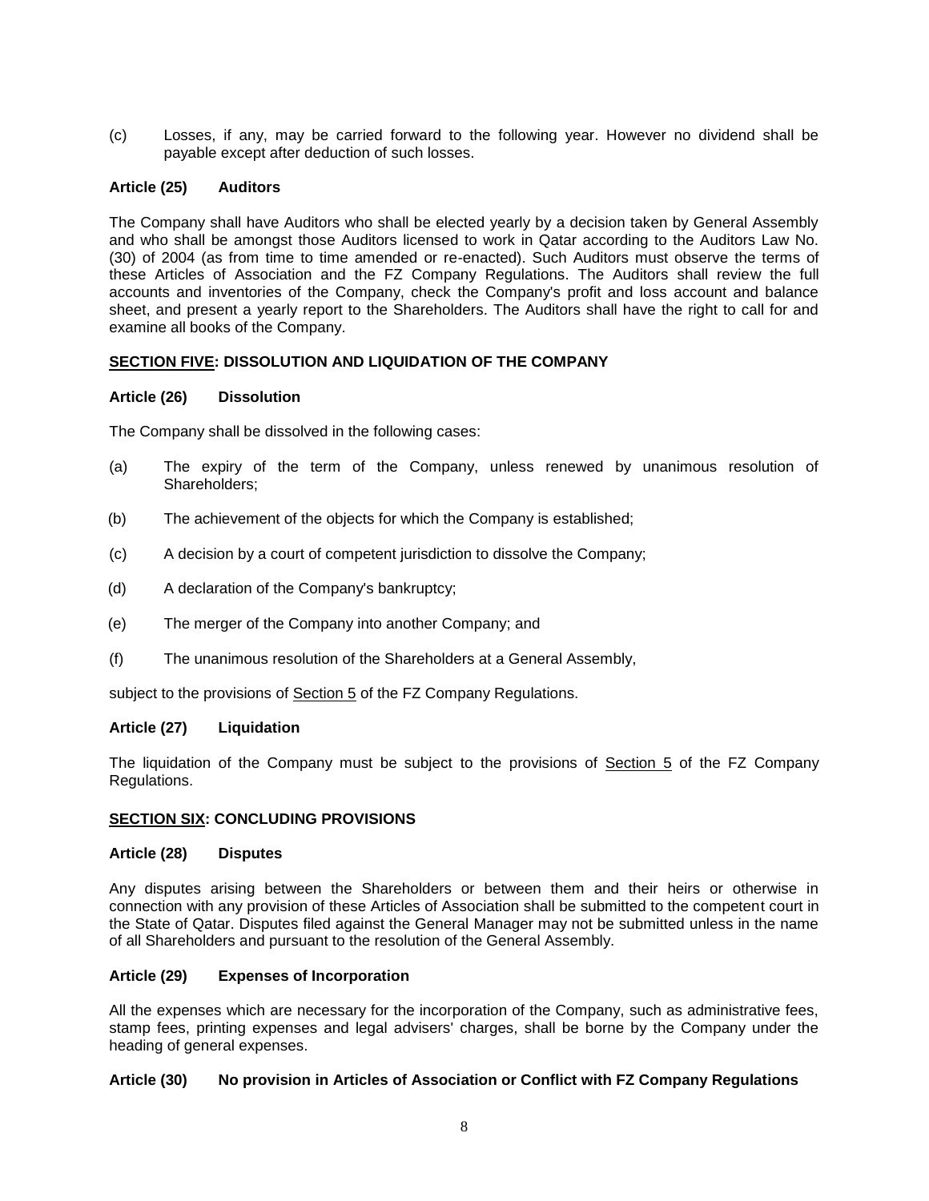(c) Losses, if any, may be carried forward to the following year. However no dividend shall be payable except after deduction of such losses.

**Article (25) Auditors**

The Company shall have Auditors who shall be elected yearly by a decision taken by General Assembly and who shall be amongst those Auditors licensed to work in Qatar according to the Auditors Law No. (30) of 2004 (as from time to time amended or re-enacted). Such Auditors must observe the terms of these Articles of Association and the FZ Company Regulations. The Auditors shall review the full accounts and inventories of the Company, check the Company's profit and loss account and balance sheet, and present a yearly report to the Shareholders. The Auditors shall have the right to call for and examine all books of the Company.

## SECTION FIVE: DISSOLUTION AND LIQUIDATION OF THE COMPANY

**Article (26) Dissolution**

The Company shall be dissolved in the following cases:

(a) The expiry of the term of the Company, unless renewed by unanimous resolution of Shareholders;

(b) The achievement of the objects for which the Company is established;

(c) A decision by a court of competent jurisdiction to dissolve the Company;

(d) A declaration of the Company's bankruptcy;

(e) The merger of the Company into another Company; and

(f) The unanimous resolution of the Shareholders at a General Assembly,

subject to the provisions of Section 5 of the FZ Company Regulations.

**Article (27) Liquidation**

The liquidation of the Company must be subject to the provisions of Section 5 of the FZ Company Regulations.

## SECTION SIX: CONCLUDING PROVISIONS

**Article (28) Disputes**

Any disputes arising between the Shareholders or between them and their heirs or otherwise in connection with any provision of these Articles of Association shall be submitted to the competent court in the State of Qatar. Disputes filed against the General Manager may not be submitted unless in the name of all Shareholders and pursuant to the resolution of the General Assembly.

**Article (29) Expenses of Incorporation**

All the expenses which are necessary for the incorporation of the Company, such as administrative fees, stamp fees, printing expenses and legal advisers' charges, shall be borne by the Company under the heading of general expenses.

**Article (30) No provision in Articles of Association or Conflict with FZ Company Regulations**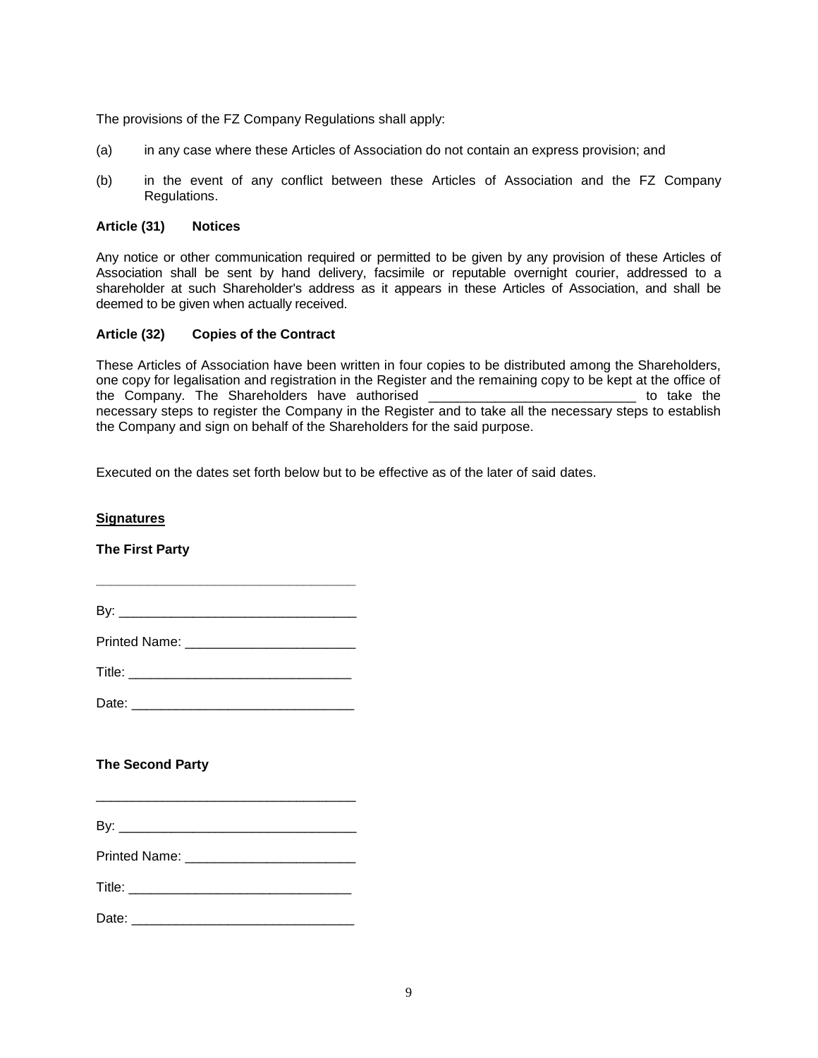The provisions of the FZ Company Regulations shall apply:

(a) in any case where these Articles of Association do not contain an express provision; and

(b) in the event of any conflict between these Articles of Association and the FZ Company Regulations.

**Article (31) Notices**

Any notice or other communication required or permitted to be given by any provision of these Articles of Association shall be sent by hand delivery, facsimile or reputable overnight courier, addressed to a shareholder at such Shareholder's address as it appears in these Articles of Association, and shall be deemed to be given when actually received.

**Article (32) Copies of the Contract**

These Articles of Association have been written in four copies to be distributed among the Shareholders, one copy for legalisation and registration in the Register and the remaining copy to be kept at the office of the Company. The Shareholders have authorised ____________________________ to take the necessary steps to register the Company in the Register and to take all the necessary steps to establish the Company and sign on behalf of the Shareholders for the said purpose.

Executed on the dates set forth below but to be effective as of the later of said dates.

**Signatures**

**The First Party**

___________________________________

By: ________________________________

Printed Name: _______________________

Title: ______________________________

Date: ______________________________

**The Second Party**

___________________________________

By: ________________________________

Printed Name: _______________________

Title: ______________________________

Date: ______________________________